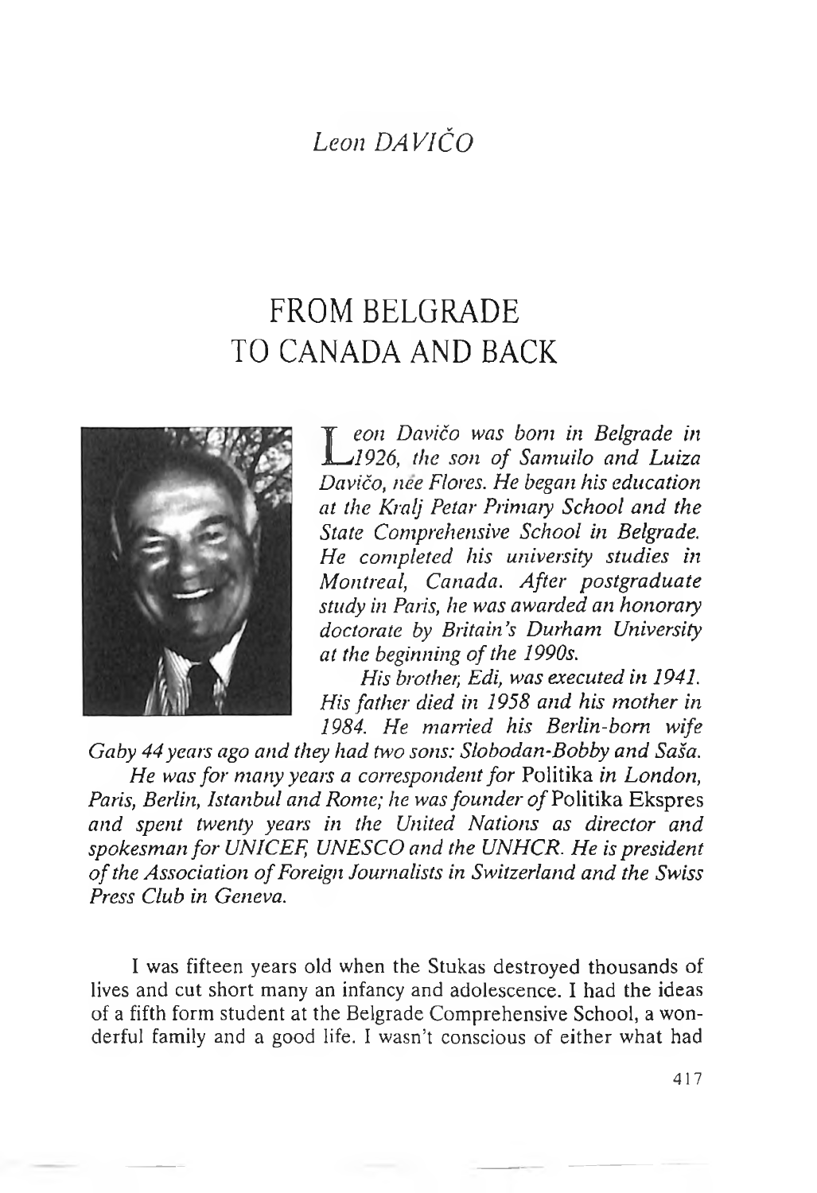*Leon DAVIČO*

# FROM BELGRADE TO CANADA AND BACK

*Leon Davičo was born in Belgrade in 1926, the son of Samuilo and Luiza Davičo, née Flores. He began his education at the Kralj Petar Primary School and the State Comprehensive School in Belgrade. He completed his university studies in Montreal, Canada. After postgraduate study in Paris, he was awarded an honorary doctorate by Britain's Durham University at the beginning of the 1990s.*

*His brother, Edi, was executed in 1941. His father died in 1958 and his mother in 1984. He married his Berlin-born wife Gaby 44 years ago and they had two sons: Slobodan-Bobby and Saša.*

*He was for many years a correspondent for* Politika *in London, Paris, Berlin, Istanbul and Rome; he was founder of* Politika Ekspres *and spent twenty years in the United Nations as director and spokesman for UNICEF, UNESCO and the UNHCR. He is president of the Association of Foreign Journalists in Switzerland and the Swiss Press Club in Geneva.*

I was fifteen years old when the Stukas destroyed thousands of lives and cut short many an infancy and adolescence. I had the ideas of a fifth form student at the Belgrade Comprehensive School, a wonderful family and a good life. I wasn't conscious of either what had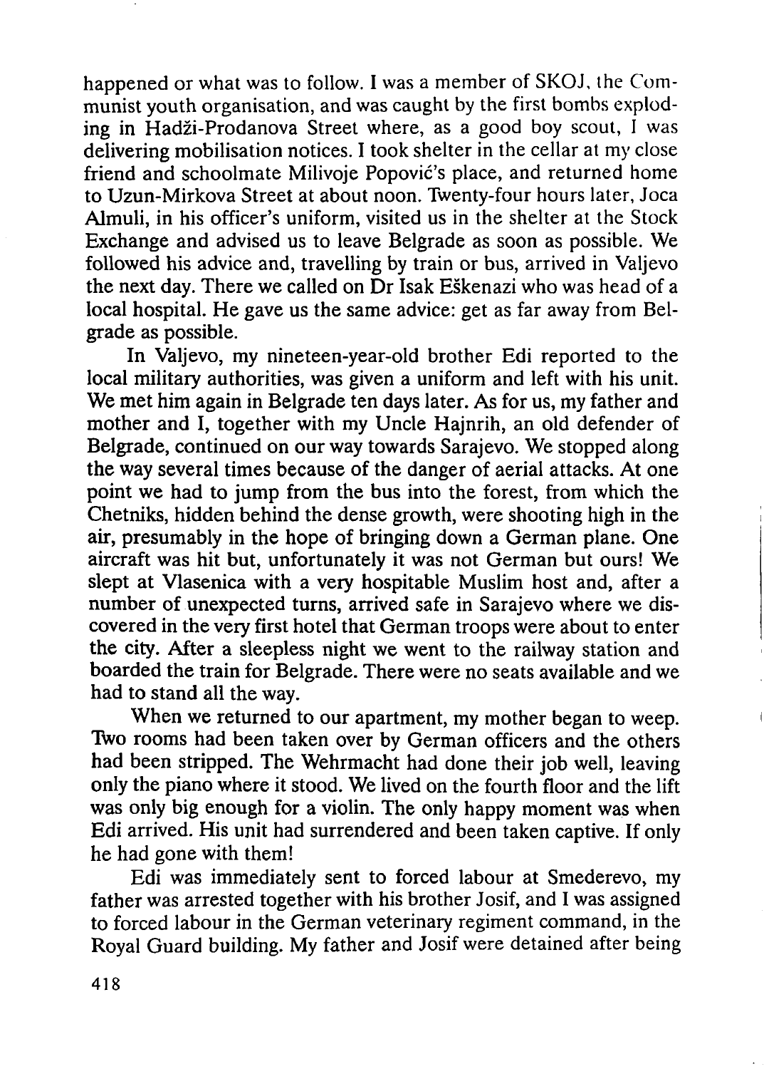happened or what was to follow. I was a member of SKOJ, the Communist youth organisation, and was caught by the first bombs exploding in Hadži-Prodanova Street where, as a good boy scout, I was delivering mobilisation notices. I took shelter in the cellar at my close friend and schoolmate Milivoje Popović's place, and returned home to Uzun-Mirkova Street at about noon. Twenty-four hours later, Joca Almuli, in his officer's uniform, visited us in the shelter at the Stock Exchange and advised us to leave Belgrade as soon as possible. We followed his advice and, travelling by train or bus, arrived in Valjevo the next day. There we called on Dr Isak Eškenazi who was head of a local hospital. He gave us the same advice: get as far away from Belgrade as possible.

In Valjevo, my nineteen-year-old brother Edi reported to the local military authorities, was given a uniform and left with his unit. We met him again in Belgrade ten days later. As for us, my father and mother and I, together with my Uncle Hajnrih, an old defender of Belgrade, continued on our way towards Sarajevo. We stopped along the way several times because of the danger of aerial attacks. At one point we had to jump from the bus into the forest, from which the Chetniks, hidden behind the dense growth, were shooting high in the air, presumably in the hope of bringing down a German plane. One aircraft was hit but, unfortunately it was not German but ours! We slept at Vlasenica with a very hospitable Muslim host and, after a number of unexpected turns, arrived safe in Sarajevo where we discovered in the very first hotel that German troops were about to enter the city. After a sleepless night we went to the railway station and boarded the train for Belgrade. There were no seats available and we had to stand all the way.

When we returned to our apartment, my mother began to weep. Two rooms had been taken over by German officers and the others had been stripped. The Wehrmacht had done their job well, leaving only the piano where it stood. We lived on the fourth floor and the lift was only big enough for a violin. The only happy moment was when Edi arrived. His unit had surrendered and been taken captive. If only he had gone with them!

Edi was immediately sent to forced labour at Smederevo, my father was arrested together with his brother Josif, and I was assigned to forced labour in the German veterinary regiment command, in the Royal Guard building. My father and Josif were detained after being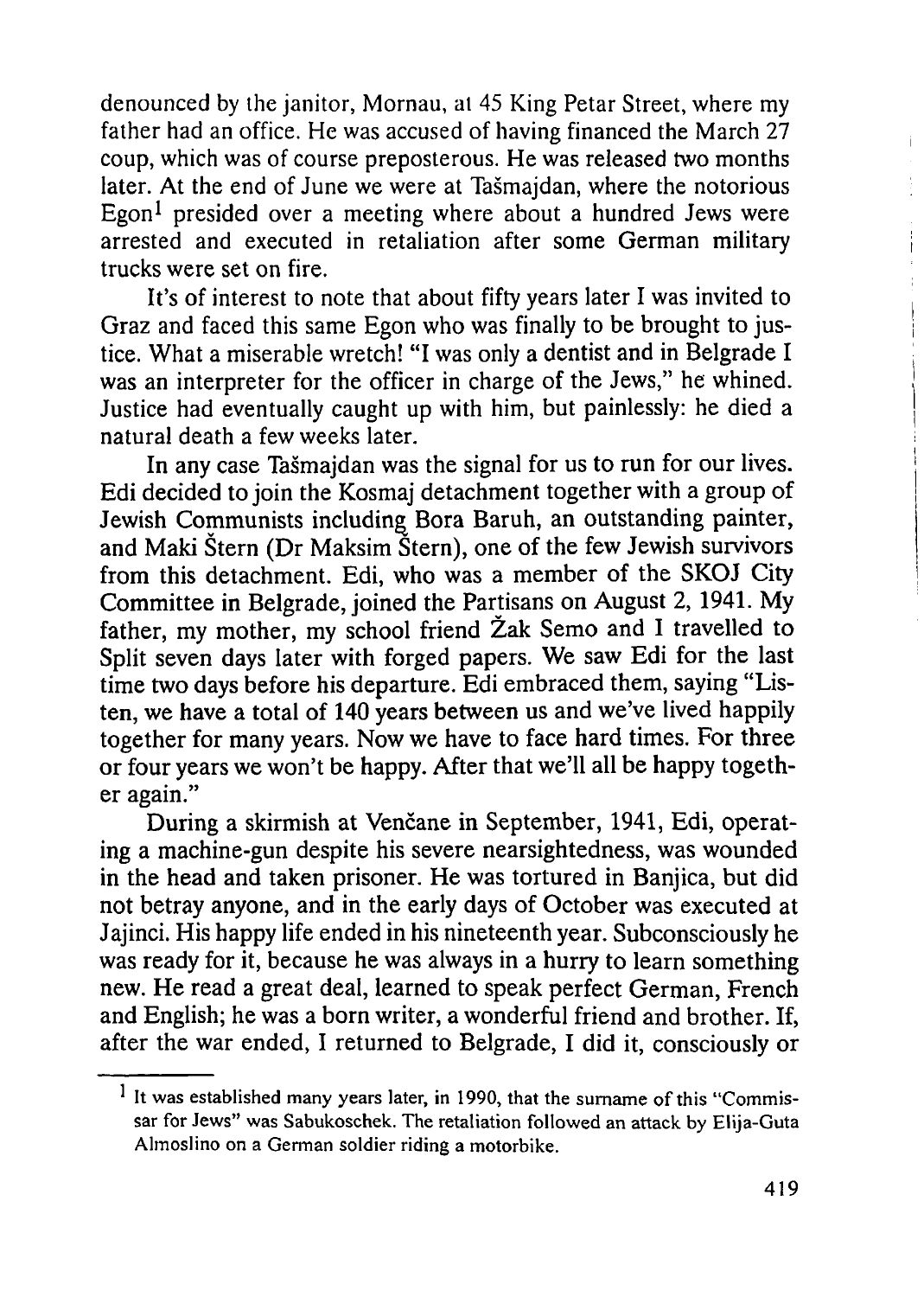denounced by the janitor, Mornau, at 45 King Petar Street, where my father had an office. He was accused of having financed the March 27 coup, which was of course preposterous. He was released two months later. At the end of June we were at Tašmajdan, where the notorious Egon[1] presided over a meeting where about a hundred Jews were arrested and executed in retaliation after some German military trucks were set on fire.

It's of interest to note that about fifty years later I was invited to Graz and faced this same Egon who was finally to be brought to justice. What a miserable wretch! "I was only a dentist and in Belgrade I was an interpreter for the officer in charge of the Jews," he whined. Justice had eventually caught up with him, but painlessly: he died a natural death a few weeks later.

In any case Tašmajdan was the signal for us to run for our lives. Edi decided to join the Kosmaj detachment together with a group of Jewish Communists including Bora Baruh, an outstanding painter, and Maki Štern (Dr Maksim Štern), one of the few Jewish survivors from this detachment. Edi, who was a member of the SKOJ City Committee in Belgrade, joined the Partisans on August 2, 1941. My father, my mother, my school friend Žak Semo and I travelled to Split seven days later with forged papers. We saw Edi for the last time two days before his departure. Edi embraced them, saying "Listen, we have a total of 140 years between us and we've lived happily together for many years. Now we have to face hard times. For three or four years we won't be happy. After that we'll all be happy together again."

During a skirmish at Venčane in September, 1941, Edi, operating a machine-gun despite his severe nearsightedness, was wounded in the head and taken prisoner. He was tortured in Banjica, but did not betray anyone, and in the early days of October was executed at Jajinci. His happy life ended in his nineteenth year. Subconsciously he was ready for it, because he was always in a hurry to learn something new. He read a great deal, learned to speak perfect German, French and English; he was a born writer, a wonderful friend and brother. If, after the war ended, I returned to Belgrade, I did it, consciously or

---

[1] It was established many years later, in 1990, that the surname of this "Commissar for Jews" was Sabukoschek. The retaliation followed an attack by Elija-Guta Almoslino on a German soldier riding a motorbike.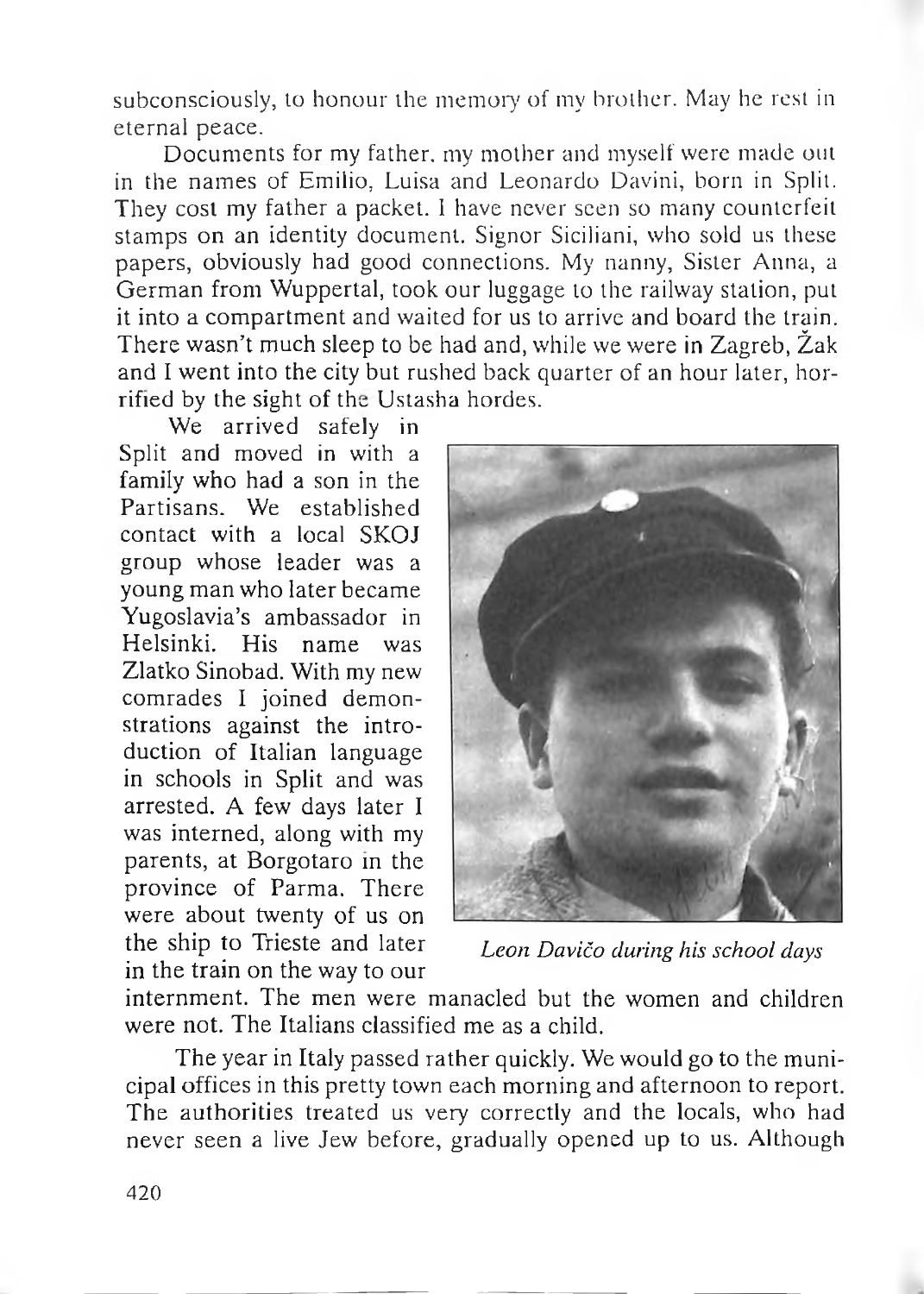subconsciously, to honour the memory of my brother. May he rest in eternal peace.

Documents for my father, my mother and myself were made out in the names of Emilio, Luisa and Leonardo Davini, born in Split. They cost my father a packet. I have never seen so many counterfeit stamps on an identity document. Signor Siciliani, who sold us these papers, obviously had good connections. My nanny, Sister Anna, a German from Wuppertal, took our luggage to the railway station, put it into a compartment and waited for us to arrive and board the train. There wasn't much sleep to be had and, while we were in Zagreb, Žak and I went into the city but rushed back quarter of an hour later, horrified by the sight of the Ustasha hordes.

We arrived safely in Split and moved in with a family who had a son in the Partisans. We established contact with a local SKOJ group whose leader was a young man who later became Yugoslavia's ambassador in Helsinki. His name was Zlatko Sinobad. With my new comrades I joined demonstrations against the introduction of Italian language in schools in Split and was arrested. A few days later I was interned, along with my parents, at Borgotaro in the province of Parma. There were about twenty of us on the ship to Trieste and later in the train on the way to our internment. The men were manacled but the women and children were not. The Italians classified me as a child.

*Leon Davičo during his school days*

The year in Italy passed rather quickly. We would go to the municipal offices in this pretty town each morning and afternoon to report. The authorities treated us very correctly and the locals, who had never seen a live Jew before, gradually opened up to us. Although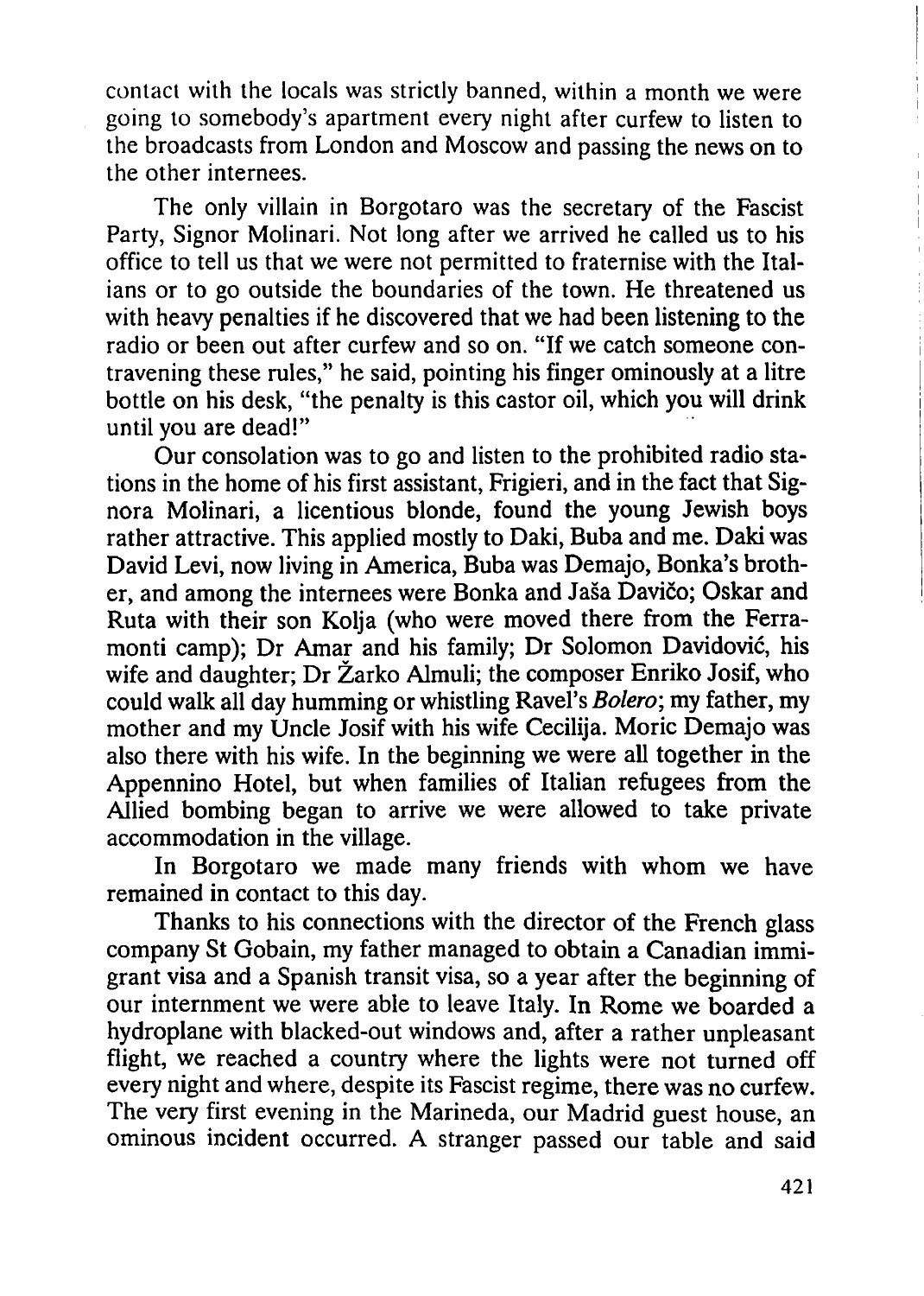contact with the locals was strictly banned, within a month we were going to somebody's apartment every night after curfew to listen to the broadcasts from London and Moscow and passing the news on to the other internees.

The only villain in Borgotaro was the secretary of the Fascist Party, Signor Molinari. Not long after we arrived he called us to his office to tell us that we were not permitted to fraternise with the Italians or to go outside the boundaries of the town. He threatened us with heavy penalties if he discovered that we had been listening to the radio or been out after curfew and so on. "If we catch someone contravening these rules," he said, pointing his finger ominously at a litre bottle on his desk, "the penalty is this castor oil, which you will drink until you are dead!"

Our consolation was to go and listen to the prohibited radio stations in the home of his first assistant, Frigieri, and in the fact that Signora Molinari, a licentious blonde, found the young Jewish boys rather attractive. This applied mostly to Daki, Buba and me. Daki was David Levi, now living in America, Buba was Demajo, Bonka's brother, and among the internees were Bonka and Jaša Davičo; Oskar and Ruta with their son Kolja (who were moved there from the Ferramonti camp); Dr Amar and his family; Dr Solomon Davidović, his wife and daughter; Dr Žarko Almuli; the composer Enriko Josif, who could walk all day humming or whistling Ravel's *Bolero*; my father, my mother and my Uncle Josif with his wife Cecilija. Moric Demajo was also there with his wife. In the beginning we were all together in the Appennino Hotel, but when families of Italian refugees from the Allied bombing began to arrive we were allowed to take private accommodation in the village.

In Borgotaro we made many friends with whom we have remained in contact to this day.

Thanks to his connections with the director of the French glass company St Gobain, my father managed to obtain a Canadian immigrant visa and a Spanish transit visa, so a year after the beginning of our internment we were able to leave Italy. In Rome we boarded a hydroplane with blacked-out windows and, after a rather unpleasant flight, we reached a country where the lights were not turned off every night and where, despite its Fascist regime, there was no curfew. The very first evening in the Marineda, our Madrid guest house, an ominous incident occurred. A stranger passed our table and said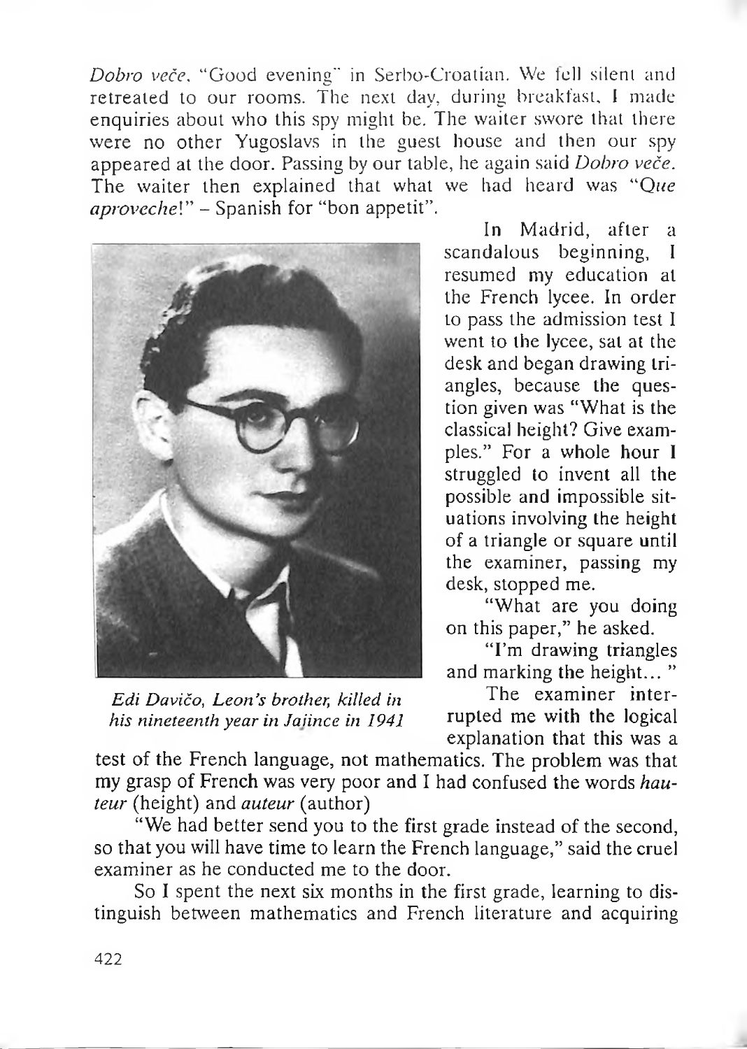*Dobro veče*, "Good evening" in Serbo-Croatian. We fell silent and retreated to our rooms. The next day, during breakfast, I made enquiries about who this spy might be. The waiter swore that there were no other Yugoslavs in the guest house and then our spy appeared at the door. Passing by our table, he again said *Dobro veče*. The waiter then explained that what we had heard was "*Que aproveche*!" – Spanish for "bon appetit".

*Edi Davičo, Leon's brother, killed in his nineteenth year in Jajince in 1941*

In Madrid, after a scandalous beginning, I resumed my education at the French lycee. In order to pass the admission test I went to the lycee, sat at the desk and began drawing triangles, because the question given was "What is the classical height? Give examples." For a whole hour I struggled to invent all the possible and impossible situations involving the height of a triangle or square until the examiner, passing my desk, stopped me.

"What are you doing on this paper," he asked.

"I'm drawing triangles and marking the height... "

The examiner interrupted me with the logical explanation that this was a test of the French language, not mathematics. The problem was that my grasp of French was very poor and I had confused the words *hauteur* (height) and *auteur* (author)

"We had better send you to the first grade instead of the second, so that you will have time to learn the French language," said the cruel examiner as he conducted me to the door.

So I spent the next six months in the first grade, learning to distinguish between mathematics and French literature and acquiring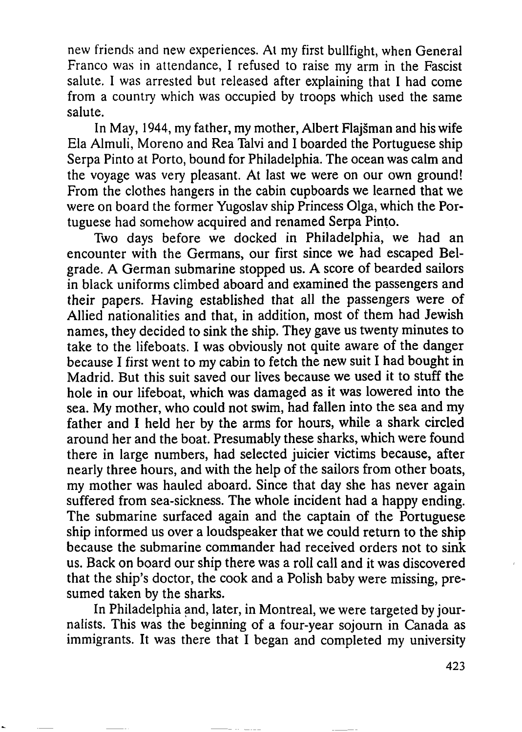new friends and new experiences. At my first bullfight, when General Franco was in attendance, I refused to raise my arm in the Fascist salute. I was arrested but released after explaining that I had come from a country which was occupied by troops which used the same salute.

In May, 1944, my father, my mother, Albert Flajšman and his wife Ela Almuli, Moreno and Rea Talvi and I boarded the Portuguese ship Serpa Pinto at Porto, bound for Philadelphia. The ocean was calm and the voyage was very pleasant. At last we were on our own ground! From the clothes hangers in the cabin cupboards we learned that we were on board the former Yugoslav ship Princess Olga, which the Portuguese had somehow acquired and renamed Serpa Pinto.

Two days before we docked in Philadelphia, we had an encounter with the Germans, our first since we had escaped Belgrade. A German submarine stopped us. A score of bearded sailors in black uniforms climbed aboard and examined the passengers and their papers. Having established that all the passengers were of Allied nationalities and that, in addition, most of them had Jewish names, they decided to sink the ship. They gave us twenty minutes to take to the lifeboats. I was obviously not quite aware of the danger because I first went to my cabin to fetch the new suit I had bought in Madrid. But this suit saved our lives because we used it to stuff the hole in our lifeboat, which was damaged as it was lowered into the sea. My mother, who could not swim, had fallen into the sea and my father and I held her by the arms for hours, while a shark circled around her and the boat. Presumably these sharks, which were found there in large numbers, had selected juicier victims because, after nearly three hours, and with the help of the sailors from other boats, my mother was hauled aboard. Since that day she has never again suffered from sea-sickness. The whole incident had a happy ending. The submarine surfaced again and the captain of the Portuguese ship informed us over a loudspeaker that we could return to the ship because the submarine commander had received orders not to sink us. Back on board our ship there was a roll call and it was discovered that the ship's doctor, the cook and a Polish baby were missing, presumed taken by the sharks.

In Philadelphia and, later, in Montreal, we were targeted by journalists. This was the beginning of a four-year sojourn in Canada as immigrants. It was there that I began and completed my university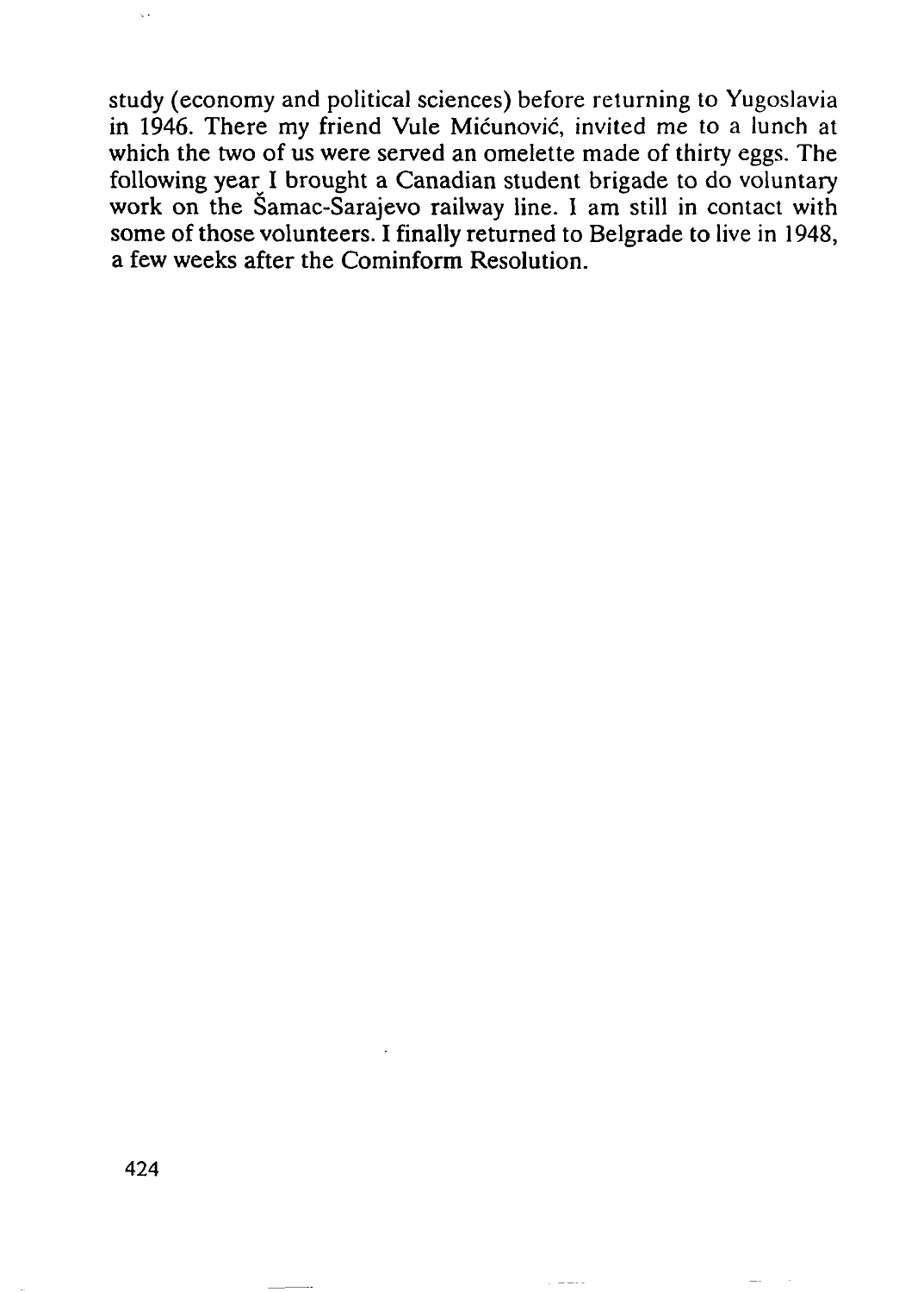study (economy and political sciences) before returning to Yugoslavia in 1946. There my friend Vule Mićunović, invited me to a lunch at which the two of us were served an omelette made of thirty eggs. The following year I brought a Canadian student brigade to do voluntary work on the Šamac-Sarajevo railway line. I am still in contact with some of those volunteers. I finally returned to Belgrade to live in 1948, a few weeks after the Cominform Resolution.